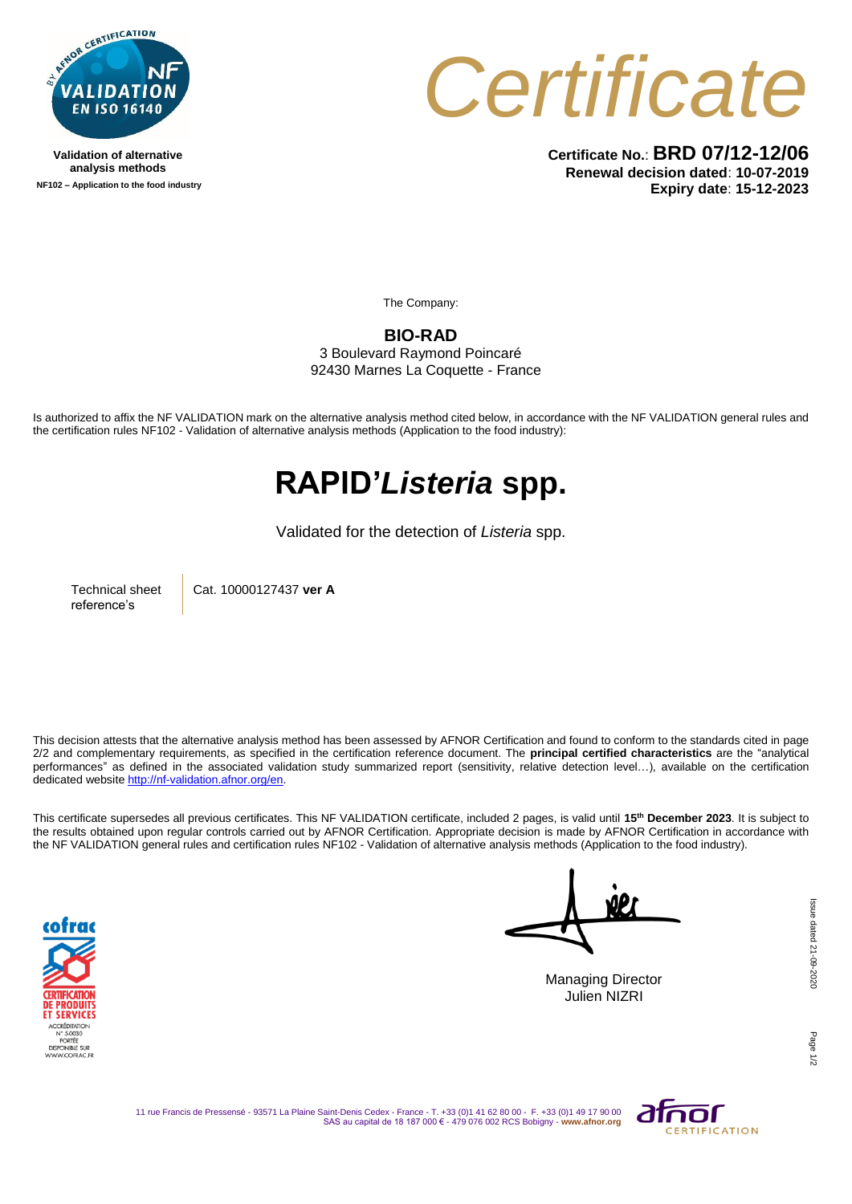Validation of alternative analysis methods

NF102 – Application to the food industry

# Certificate

**Certificate No.**: **BRD 07/12-12/06**

**Renewal decision dated**: **10-07-2019**

**Expiry date**: **15-12-2023**

The Company:

**BIO-RAD**

3 Boulevard Raymond Poincaré

92430 Marnes La Coquette - France

Is authorized to affix the NF VALIDATION mark on the alternative analysis method cited below, in accordance with the NF VALIDATION general rules and the certification rules NF102 - Validation of alternative analysis methods (Application to the food industry):

# RAPID'*Listeria* spp.

Validated for the detection of *Listeria* spp.

| Technical sheet reference's | Cat. 10000127437 **ver A** |
|---|---|

This decision attests that the alternative analysis method has been assessed by AFNOR Certification and found to conform to the standards cited in page 2/2 and complementary requirements, as specified in the certification reference document. The **principal certified characteristics** are the "analytical performances" as defined in the associated validation study summarized report (sensitivity, relative detection level…), available on the certification dedicated website http://nf-validation.afnor.org/en.

This certificate supersedes all previous certificates. This NF VALIDATION certificate, included 2 pages, is valid until **15th December 2023**. It is subject to the results obtained upon regular controls carried out by AFNOR Certification. Appropriate decision is made by AFNOR Certification in accordance with the NF VALIDATION general rules and certification rules NF102 - Validation of alternative analysis methods (Application to the food industry).

Managing Director

Julien NIZRI

Issue dated 21-09-2020

11 rue Francis de Pressensé - 93571 La Plaine Saint-Denis Cedex - France - T. +33 (0)1 41 62 80 00 - F. +33 (0)1 49 17 90 00

SAS au capital de 18 187 000 € - 479 076 002 RCS Bobigny - www.afnor.org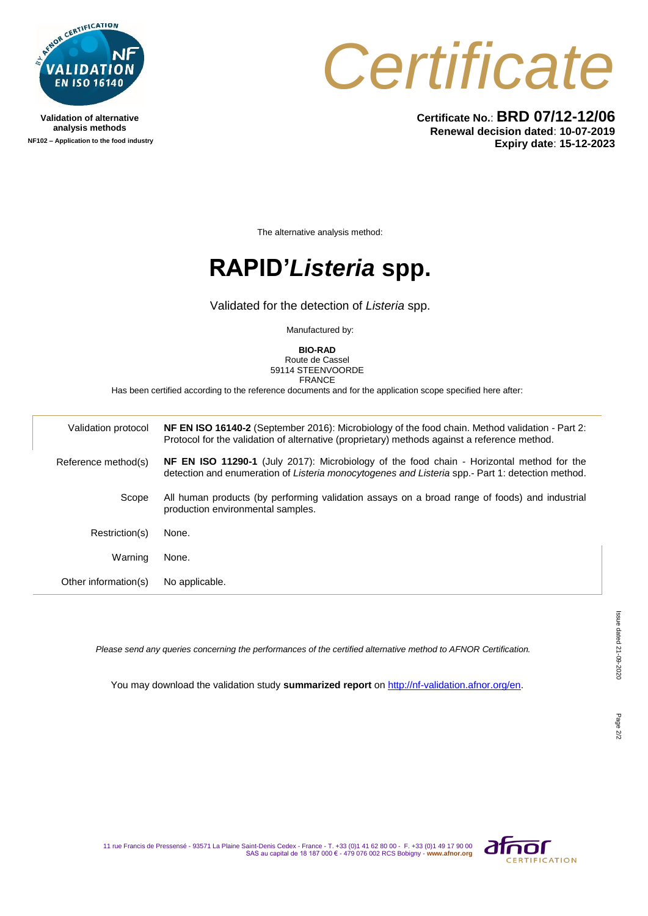Validation of alternative analysis methods

NF102 – Application to the food industry

# *Certificate*

**Certificate No.**: **BRD 07/12-12/06**
**Renewal decision dated**: **10-07-2019**
**Expiry date**: **15-12-2023**

The alternative analysis method:

# RAPID'*Listeria* spp.

Validated for the detection of *Listeria* spp.

Manufactured by:

**BIO-RAD**
Route de Cassel
59114 STEENVOORDE
FRANCE

Has been certified according to the reference documents and for the application scope specified here after:

| | |
|---|---|
| Validation protocol | **NF EN ISO 16140-2** (September 2016): Microbiology of the food chain. Method validation - Part 2: Protocol for the validation of alternative (proprietary) methods against a reference method. |
| Reference method(s) | **NF EN ISO 11290-1** (July 2017): Microbiology of the food chain - Horizontal method for the detection and enumeration of *Listeria monocytogenes and Listeria* spp.- Part 1: detection method. |
| Scope | All human products (by performing validation assays on a broad range of foods) and industrial production environmental samples. |
| Restriction(s) | None. |
| Warning | None. |
| Other information(s) | No applicable. |

*Please send any queries concerning the performances of the certified alternative method to AFNOR Certification.*

You may download the validation study **summarized report** on http://nf-validation.afnor.org/en.

Issue dated 21-09-2020

11 rue Francis de Pressensé - 93571 La Plaine Saint-Denis Cedex - France - T. +33 (0)1 41 62 80 00 - F. +33 (0)1 49 17 90 00
SAS au capital de 18 187 000 € - 479 076 002 RCS Bobigny - **www.afnor.org**